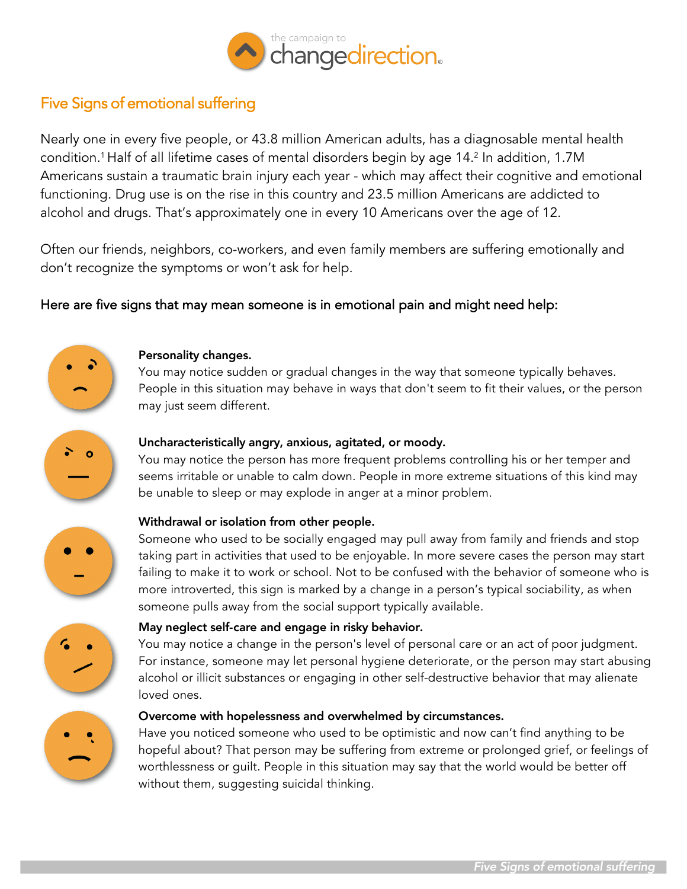the campaign to changedirection

## Five Signs of emotional suffering

Nearly one in every five people, or 43.8 million American adults, has a diagnosable mental health condition.[1] Half of all lifetime cases of mental disorders begin by age 14.[2] In addition, 1.7M Americans sustain a traumatic brain injury each year - which may affect their cognitive and emotional functioning. Drug use is on the rise in this country and 23.5 million Americans are addicted to alcohol and drugs. That's approximately one in every 10 Americans over the age of 12.

Often our friends, neighbors, co-workers, and even family members are suffering emotionally and don't recognize the symptoms or won't ask for help.

**Here are five signs that may mean someone is in emotional pain and might need help:**

**Personality changes.**
You may notice sudden or gradual changes in the way that someone typically behaves. People in this situation may behave in ways that don't seem to fit their values, or the person may just seem different.

**Uncharacteristically angry, anxious, agitated, or moody.**
You may notice the person has more frequent problems controlling his or her temper and seems irritable or unable to calm down. People in more extreme situations of this kind may be unable to sleep or may explode in anger at a minor problem.

**Withdrawal or isolation from other people.**
Someone who used to be socially engaged may pull away from family and friends and stop taking part in activities that used to be enjoyable. In more severe cases the person may start failing to make it to work or school. Not to be confused with the behavior of someone who is more introverted, this sign is marked by a change in a person's typical sociability, as when someone pulls away from the social support typically available.

**May neglect self-care and engage in risky behavior.**
You may notice a change in the person's level of personal care or an act of poor judgment. For instance, someone may let personal hygiene deteriorate, or the person may start abusing alcohol or illicit substances or engaging in other self-destructive behavior that may alienate loved ones.

**Overcome with hopelessness and overwhelmed by circumstances.**
Have you noticed someone who used to be optimistic and now can't find anything to be hopeful about? That person may be suffering from extreme or prolonged grief, or feelings of worthlessness or guilt. People in this situation may say that the world would be better off without them, suggesting suicidal thinking.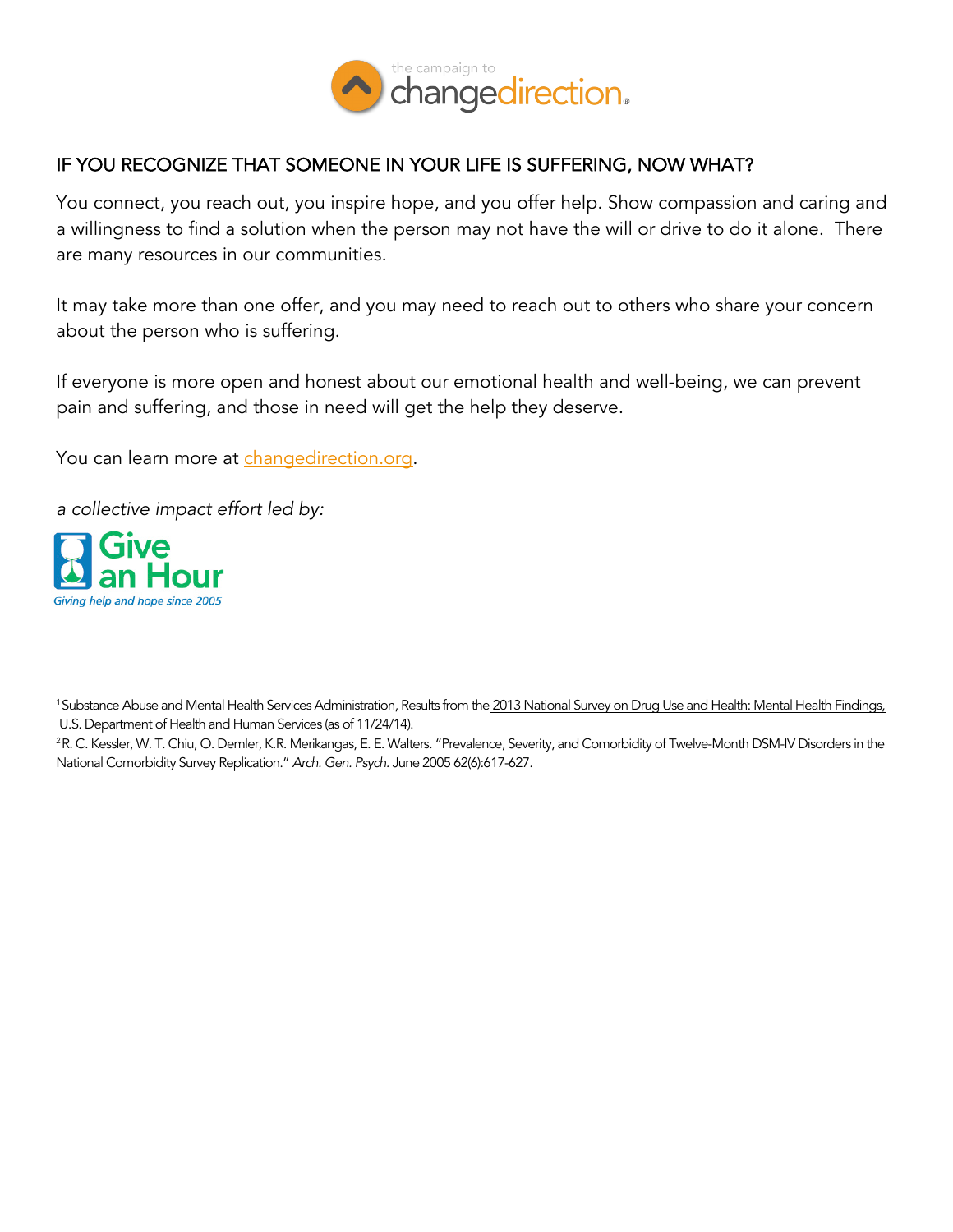the campaign to changedirection®

## IF YOU RECOGNIZE THAT SOMEONE IN YOUR LIFE IS SUFFERING, NOW WHAT?

You connect, you reach out, you inspire hope, and you offer help. Show compassion and caring and a willingness to find a solution when the person may not have the will or drive to do it alone. There are many resources in our communities.

It may take more than one offer, and you may need to reach out to others who share your concern about the person who is suffering.

If everyone is more open and honest about our emotional health and well-being, we can prevent pain and suffering, and those in need will get the help they deserve.

You can learn more at changedirection.org.

*a collective impact effort led by:*

Give an Hour
*Giving help and hope since 2005*

[1] Substance Abuse and Mental Health Services Administration, Results from the 2013 National Survey on Drug Use and Health: Mental Health Findings, U.S. Department of Health and Human Services (as of 11/24/14).

[2] R. C. Kessler, W. T. Chiu, O. Demler, K.R. Merikangas, E. E. Walters. "Prevalence, Severity, and Comorbidity of Twelve-Month DSM-IV Disorders in the National Comorbidity Survey Replication." *Arch. Gen. Psych.* June 2005 62(6):617-627.